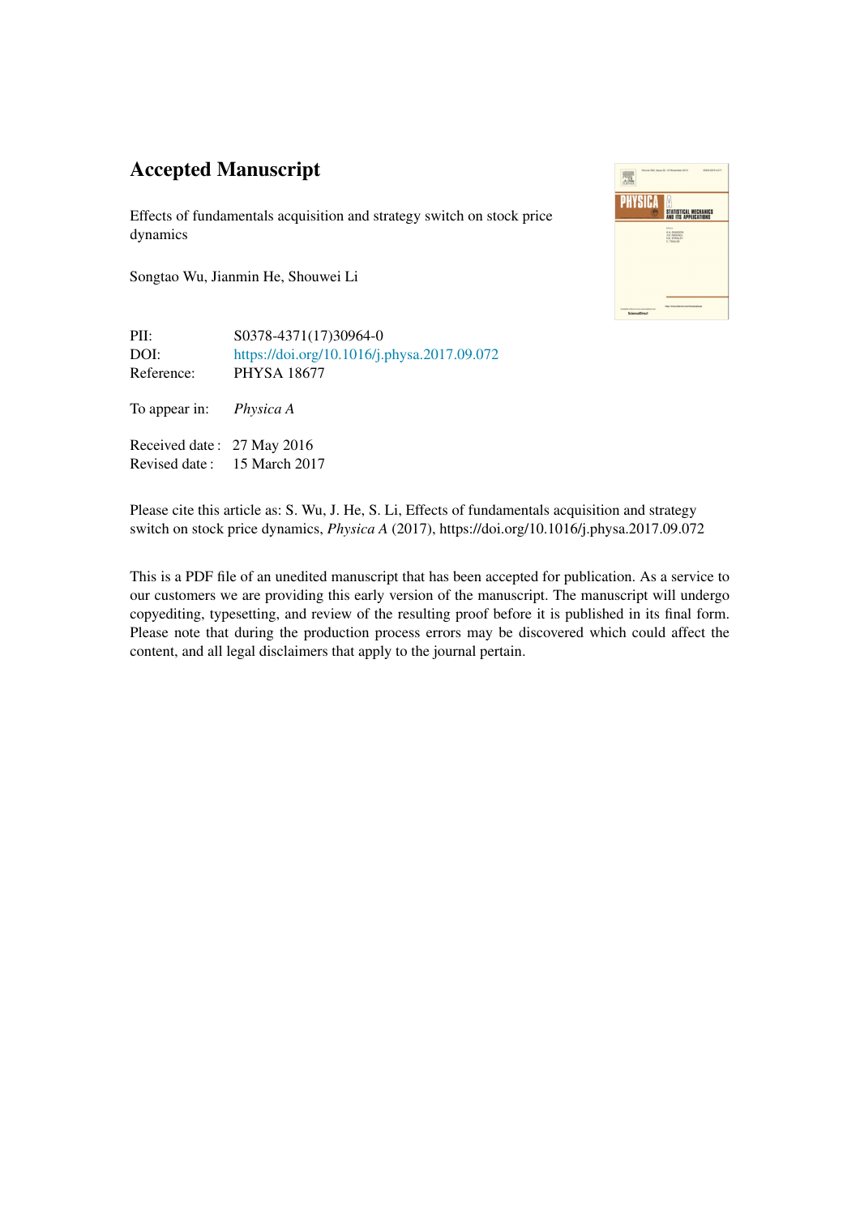# Accepted Manuscript

Effects of fundamentals acquisition and strategy switch on stock price dynamics

Songtao Wu, Jianmin He, Shouwei Li

| | |
|---|---|
| PII: | S0378-4371(17)30964-0 |
| DOI: | https://doi.org/10.1016/j.physa.2017.09.072 |
| Reference: | PHYSA 18677 |

To appear in: *Physica A*

| | |
|---|---|
| Received date : | 27 May 2016 |
| Revised date : | 15 March 2017 |

Please cite this article as: S. Wu, J. He, S. Li, Effects of fundamentals acquisition and strategy switch on stock price dynamics, *Physica A* (2017), https://doi.org/10.1016/j.physa.2017.09.072

This is a PDF file of an unedited manuscript that has been accepted for publication. As a service to our customers we are providing this early version of the manuscript. The manuscript will undergo copyediting, typesetting, and review of the resulting proof before it is published in its final form. Please note that during the production process errors may be discovered which could affect the content, and all legal disclaimers that apply to the journal pertain.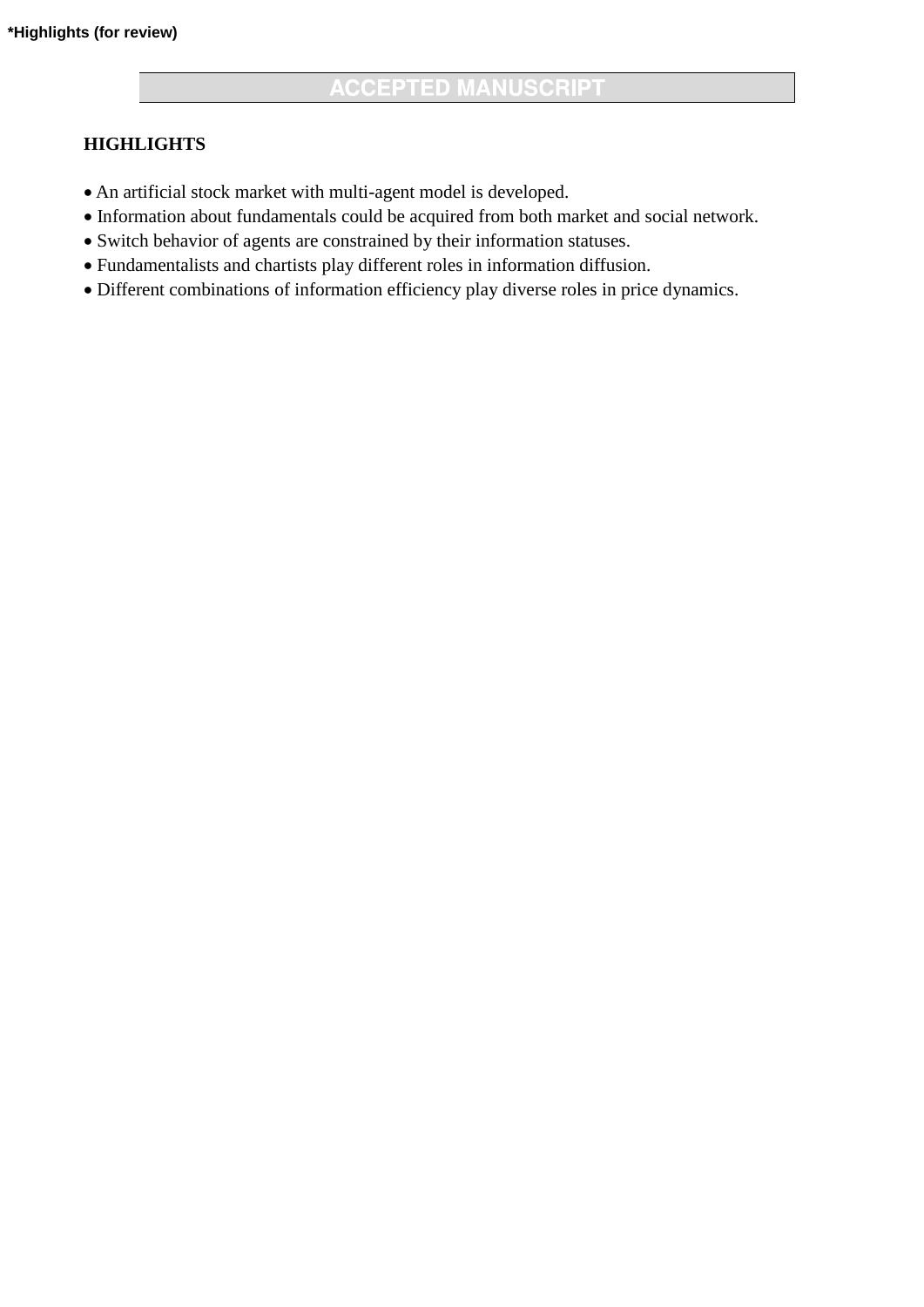*Highlights (for review)

## HIGHLIGHTS

- An artificial stock market with multi-agent model is developed.
- Information about fundamentals could be acquired from both market and social network.
- Switch behavior of agents are constrained by their information statuses.
- Fundamentalists and chartists play different roles in information diffusion.
- Different combinations of information efficiency play diverse roles in price dynamics.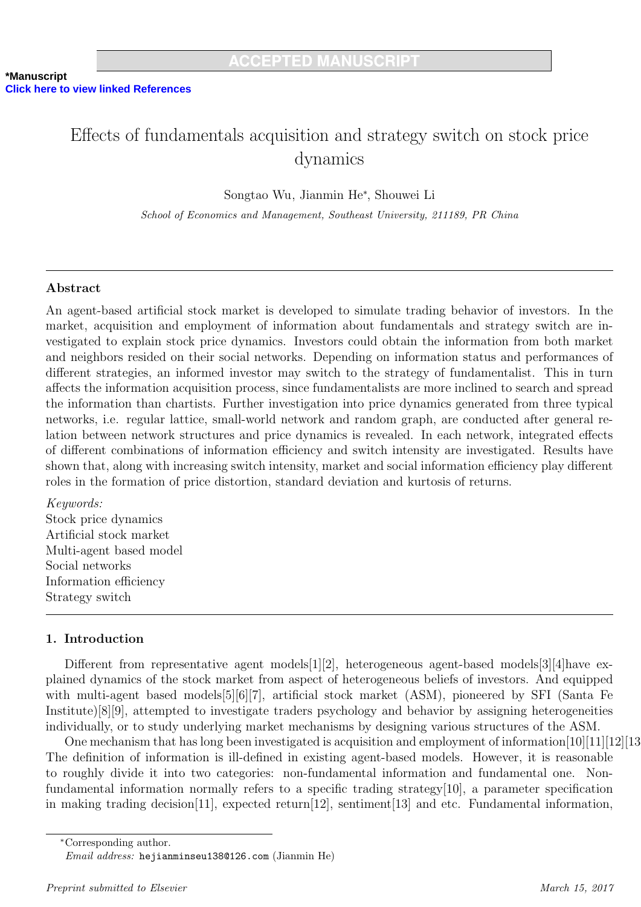# Effects of fundamentals acquisition and strategy switch on stock price dynamics

Songtao Wu, Jianmin He*, Shouwei Li

*School of Economics and Management, Southeast University, 211189, PR China*

## Abstract

An agent-based artificial stock market is developed to simulate trading behavior of investors. In the market, acquisition and employment of information about fundamentals and strategy switch are investigated to explain stock price dynamics. Investors could obtain the information from both market and neighbors resided on their social networks. Depending on information status and performances of different strategies, an informed investor may switch to the strategy of fundamentalist. This in turn affects the information acquisition process, since fundamentalists are more inclined to search and spread the information than chartists. Further investigation into price dynamics generated from three typical networks, i.e. regular lattice, small-world network and random graph, are conducted after general relation between network structures and price dynamics is revealed. In each network, integrated effects of different combinations of information efficiency and switch intensity are investigated. Results have shown that, along with increasing switch intensity, market and social information efficiency play different roles in the formation of price distortion, standard deviation and kurtosis of returns.

*Keywords:*
Stock price dynamics
Artificial stock market
Multi-agent based model
Social networks
Information efficiency
Strategy switch

## 1. Introduction

Different from representative agent models[1][2], heterogeneous agent-based models[3][4]have explained dynamics of the stock market from aspect of heterogeneous beliefs of investors. And equipped with multi-agent based models[5][6][7], artificial stock market (ASM), pioneered by SFI (Santa Fe Institute)[8][9], attempted to investigate traders psychology and behavior by assigning heterogeneities individually, or to study underlying market mechanisms by designing various structures of the ASM.

One mechanism that has long been investigated is acquisition and employment of information[10][11][12][13]. The definition of information is ill-defined in existing agent-based models. However, it is reasonable to roughly divide it into two categories: non-fundamental information and fundamental one. Non-fundamental information normally refers to a specific trading strategy[10], a parameter specification in making trading decision[11], expected return[12], sentiment[13] and etc. Fundamental information,

*Corresponding author.
*Email address:* hejianminseu138@126.com (Jianmin He)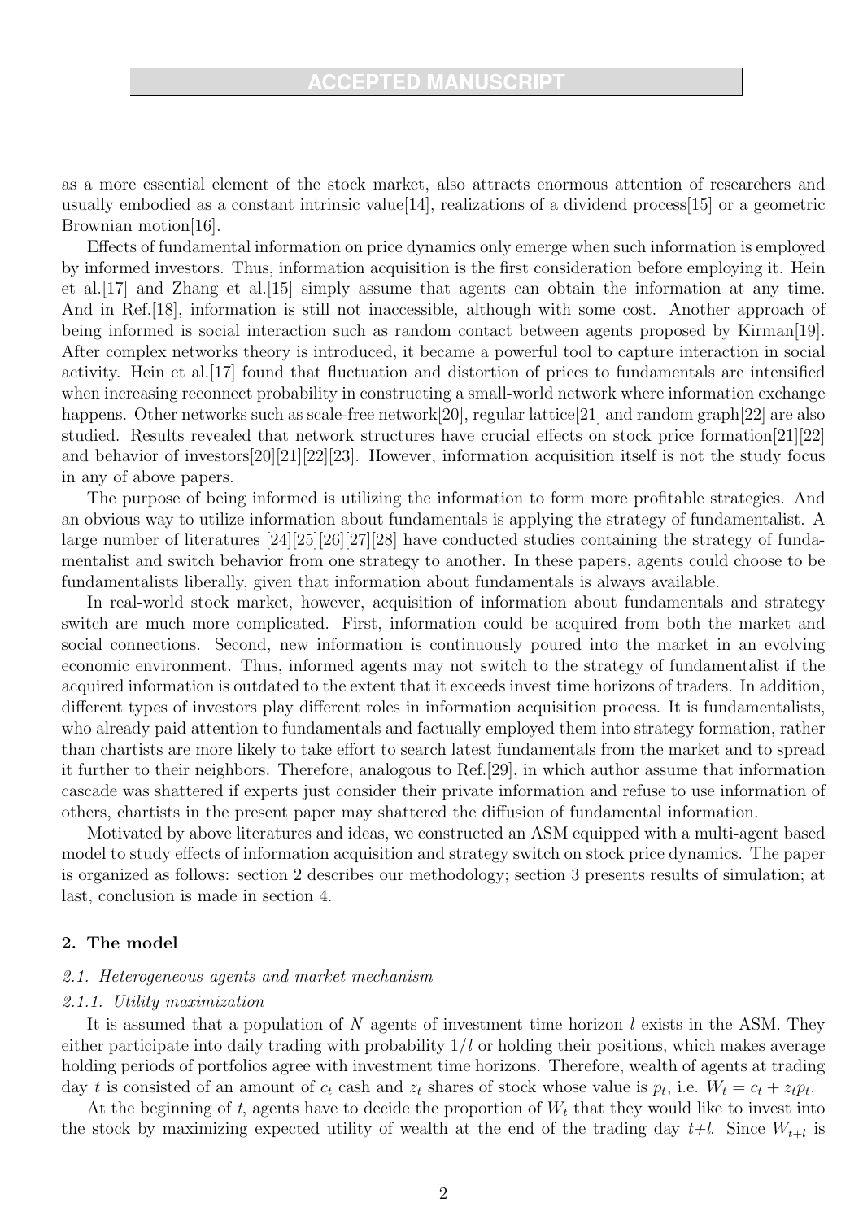as a more essential element of the stock market, also attracts enormous attention of researchers and usually embodied as a constant intrinsic value[14], realizations of a dividend process[15] or a geometric Brownian motion[16].

Effects of fundamental information on price dynamics only emerge when such information is employed by informed investors. Thus, information acquisition is the first consideration before employing it. Hein et al.[17] and Zhang et al.[15] simply assume that agents can obtain the information at any time. And in Ref.[18], information is still not inaccessible, although with some cost. Another approach of being informed is social interaction such as random contact between agents proposed by Kirman[19]. After complex networks theory is introduced, it became a powerful tool to capture interaction in social activity. Hein et al.[17] found that fluctuation and distortion of prices to fundamentals are intensified when increasing reconnect probability in constructing a small-world network where information exchange happens. Other networks such as scale-free network[20], regular lattice[21] and random graph[22] are also studied. Results revealed that network structures have crucial effects on stock price formation[21][22] and behavior of investors[20][21][22][23]. However, information acquisition itself is not the study focus in any of above papers.

The purpose of being informed is utilizing the information to form more profitable strategies. And an obvious way to utilize information about fundamentals is applying the strategy of fundamentalist. A large number of literatures [24][25][26][27][28] have conducted studies containing the strategy of fundamentalist and switch behavior from one strategy to another. In these papers, agents could choose to be fundamentalists liberally, given that information about fundamentals is always available.

In real-world stock market, however, acquisition of information about fundamentals and strategy switch are much more complicated. First, information could be acquired from both the market and social connections. Second, new information is continuously poured into the market in an evolving economic environment. Thus, informed agents may not switch to the strategy of fundamentalist if the acquired information is outdated to the extent that it exceeds invest time horizons of traders. In addition, different types of investors play different roles in information acquisition process. It is fundamentalists, who already paid attention to fundamentals and factually employed them into strategy formation, rather than chartists are more likely to take effort to search latest fundamentals from the market and to spread it further to their neighbors. Therefore, analogous to Ref.[29], in which author assume that information cascade was shattered if experts just consider their private information and refuse to use information of others, chartists in the present paper may shattered the diffusion of fundamental information.

Motivated by above literatures and ideas, we constructed an ASM equipped with a multi-agent based model to study effects of information acquisition and strategy switch on stock price dynamics. The paper is organized as follows: section 2 describes our methodology; section 3 presents results of simulation; at last, conclusion is made in section 4.

## 2. The model

### 2.1. Heterogeneous agents and market mechanism

#### 2.1.1. Utility maximization

It is assumed that a population of $N$ agents of investment time horizon $l$ exists in the ASM. They either participate into daily trading with probability $1/l$ or holding their positions, which makes average holding periods of portfolios agree with investment time horizons. Therefore, wealth of agents at trading day $t$ is consisted of an amount of $c_t$ cash and $z_t$ shares of stock whose value is $p_t$, i.e. $W_t = c_t + z_t p_t$.

At the beginning of $t$, agents have to decide the proportion of $W_t$ that they would like to invest into the stock by maximizing expected utility of wealth at the end of the trading day $t$+$l$. Since $W_{t+l}$ is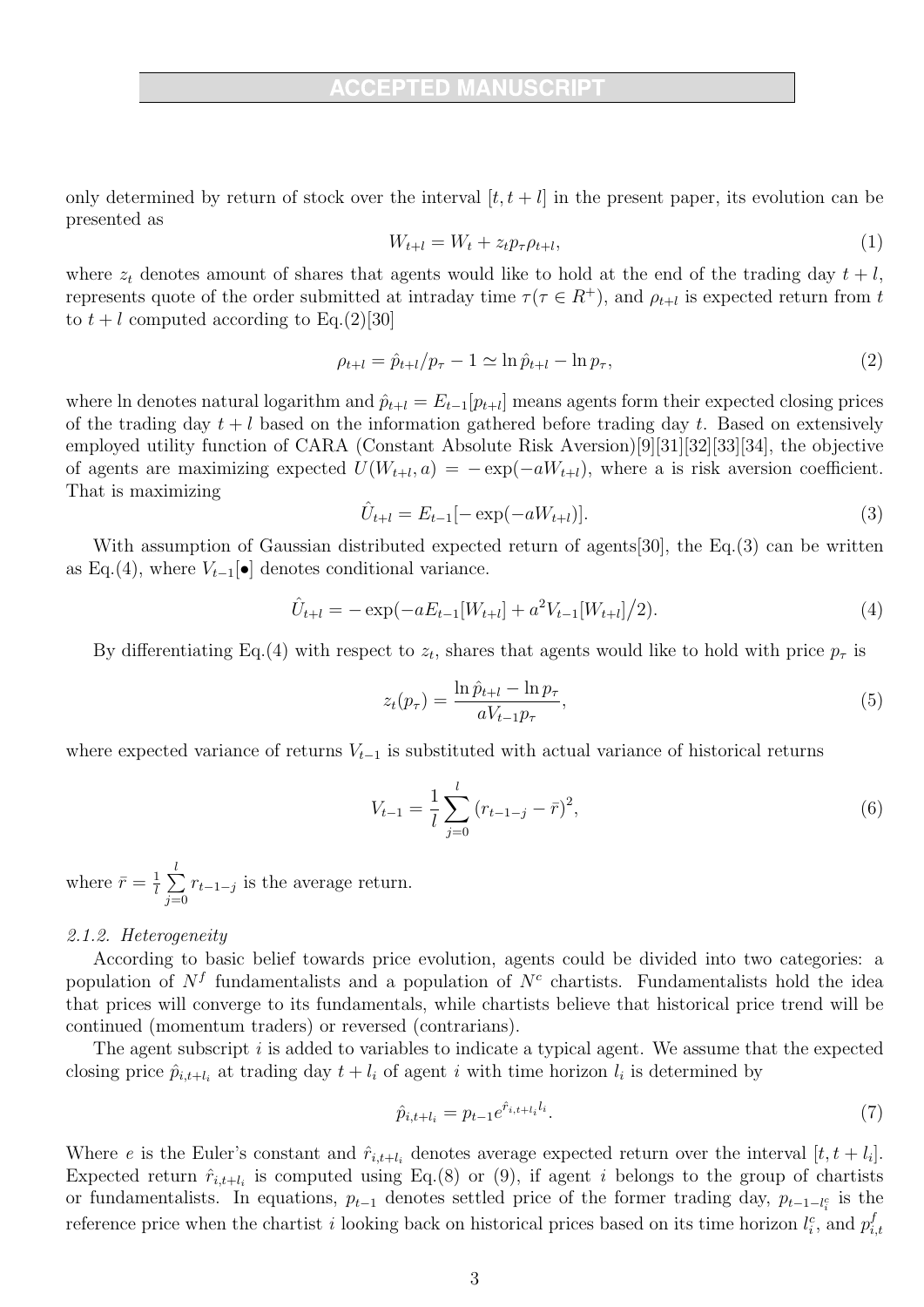only determined by return of stock over the interval $[t, t+l]$ in the present paper, its evolution can be presented as

$$W_{t+l} = W_t + z_t p_\tau \rho_{t+l}, \tag{1}$$

where $z_t$ denotes amount of shares that agents would like to hold at the end of the trading day $t+l$, represents quote of the order submitted at intraday time $\tau (\tau \in R^+)$, and $\rho_{t+l}$ is expected return from $t$ to $t+l$ computed according to Eq.(2)[30]

$$\rho_{t+l} = \hat{p}_{t+l}/p_\tau - 1 \simeq \ln \hat{p}_{t+l} - \ln p_\tau, \tag{2}$$

where ln denotes natural logarithm and $\hat{p}_{t+l} = E_{t-1}[p_{t+l}]$ means agents form their expected closing prices of the trading day $t+l$ based on the information gathered before trading day $t$. Based on extensively employed utility function of CARA (Constant Absolute Risk Aversion)[9][31][32][33][34], the objective of agents are maximizing expected $U(W_{t+l}, a) = -\exp(-aW_{t+l})$, where a is risk aversion coefficient. That is maximizing

$$\hat{U}_{t+l} = E_{t-1}[-\exp(-aW_{t+l})]. \tag{3}$$

With assumption of Gaussian distributed expected return of agents[30], the Eq.(3) can be written as Eq.(4), where $V_{t-1}[\bullet]$ denotes conditional variance.

$$\hat{U}_{t+l} = -\exp(-aE_{t-1}[W_{t+l}] + a^2 V_{t-1}[W_{t+l}]/2). \tag{4}$$

By differentiating Eq.(4) with respect to $z_t$, shares that agents would like to hold with price $p_\tau$ is

$$z_t(p_\tau) = \frac{\ln \hat{p}_{t+l} - \ln p_\tau}{a V_{t-1} p_\tau}, \tag{5}$$

where expected variance of returns $V_{t-1}$ is substituted with actual variance of historical returns

$$V_{t-1} = \frac{1}{l} \sum_{j=0}^{l} (r_{t-1-j} - \bar{r})^2, \tag{6}$$

where $\bar{r} = \frac{1}{l} \sum_{j=0}^{l} r_{t-1-j}$ is the average return.

### *2.1.2. Heterogeneity*

According to basic belief towards price evolution, agents could be divided into two categories: a population of $N^f$ fundamentalists and a population of $N^c$ chartists. Fundamentalists hold the idea that prices will converge to its fundamentals, while chartists believe that historical price trend will be continued (momentum traders) or reversed (contrarians).

The agent subscript $i$ is added to variables to indicate a typical agent. We assume that the expected closing price $\hat{p}_{i,t+l_i}$ at trading day $t+l_i$ of agent $i$ with time horizon $l_i$ is determined by

$$\hat{p}_{i,t+l_i} = p_{t-1} e^{\hat{r}_{i,t+l_i} l_i}. \tag{7}$$

Where $e$ is the Euler's constant and $\hat{r}_{i,t+l_i}$ denotes average expected return over the interval $[t, t+l_i]$. Expected return $\hat{r}_{i,t+l_i}$ is computed using Eq.(8) or (9), if agent $i$ belongs to the group of chartists or fundamentalists. In equations, $p_{t-1}$ denotes settled price of the former trading day, $p_{t-1-l_i^c}$ is the reference price when the chartist $i$ looking back on historical prices based on its time horizon $l_i^c$, and $p_{i,t}^f$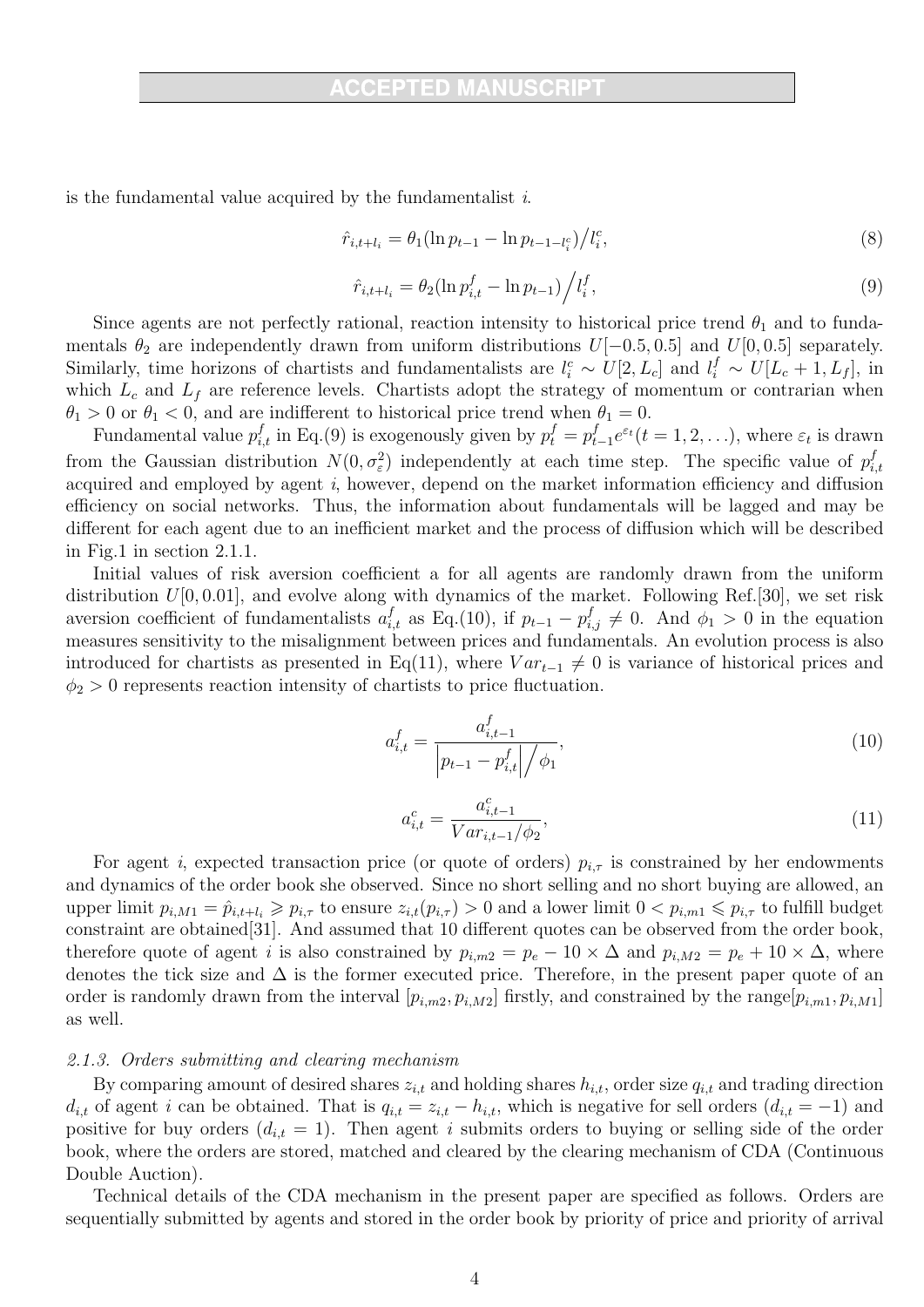is the fundamental value acquired by the fundamentalist $i$.

$$\hat{r}_{i,t+l_i} = \theta_1(\ln p_{t-1} - \ln p_{t-1-l_i^c})\big/l_i^c, \tag{8}$$

$$\hat{r}_{i,t+l_i} = \theta_2(\ln p_{i,t}^f - \ln p_{t-1})\Big/l_i^f, \tag{9}$$

Since agents are not perfectly rational, reaction intensity to historical price trend $\theta_1$ and to fundamentals $\theta_2$ are independently drawn from uniform distributions $U[-0.5, 0.5]$ and $U[0, 0.5]$ separately. Similarly, time horizons of chartists and fundamentalists are $l_i^c \sim U[2, L_c]$ and $l_i^f \sim U[L_c + 1, L_f]$, in which $L_c$ and $L_f$ are reference levels. Chartists adopt the strategy of momentum or contrarian when $\theta_1 > 0$ or $\theta_1 < 0$, and are indifferent to historical price trend when $\theta_1 = 0$.

Fundamental value $p_{i,t}^f$ in Eq.(9) is exogenously given by $p_t^f = p_{t-1}^f e^{\varepsilon_t}(t = 1, 2, \ldots)$, where $\varepsilon_t$ is drawn from the Gaussian distribution $N(0, \sigma_\varepsilon^2)$ independently at each time step. The specific value of $p_{i,t}^f$ acquired and employed by agent $i$, however, depend on the market information efficiency and diffusion efficiency on social networks. Thus, the information about fundamentals will be lagged and may be different for each agent due to an inefficient market and the process of diffusion which will be described in Fig.1 in section 2.1.1.

Initial values of risk aversion coefficient a for all agents are randomly drawn from the uniform distribution $U[0, 0.01]$, and evolve along with dynamics of the market. Following Ref.[30], we set risk aversion coefficient of fundamentalists $a_{i,t}^f$ as Eq.(10), if $p_{t-1} - p_{i,j}^f \neq 0$. And $\phi_1 > 0$ in the equation measures sensitivity to the misalignment between prices and fundamentals. An evolution process is also introduced for chartists as presented in Eq(11), where $Var_{t-1} \neq 0$ is variance of historical prices and $\phi_2 > 0$ represents reaction intensity of chartists to price fluctuation.

$$a_{i,t}^f = \frac{a_{i,t-1}^f}{\left|p_{t-1} - p_{i,t}^f\right|\Big/\phi_1}, \tag{10}$$

$$a_{i,t}^c = \frac{a_{i,t-1}^c}{Var_{i,t-1}/\phi_2}, \tag{11}$$

For agent $i$, expected transaction price (or quote of orders) $p_{i,\tau}$ is constrained by her endowments and dynamics of the order book she observed. Since no short selling and no short buying are allowed, an upper limit $p_{i,M1} = \hat{p}_{i,t+l_i} \geqslant p_{i,\tau}$ to ensure $z_{i,t}(p_{i,\tau}) > 0$ and a lower limit $0 < p_{i,m1} \leqslant p_{i,\tau}$ to fulfill budget constraint are obtained[31]. And assumed that 10 different quotes can be observed from the order book, therefore quote of agent $i$ is also constrained by $p_{i,m2} = p_e - 10 \times \Delta$ and $p_{i,M2} = p_e + 10 \times \Delta$, where denotes the tick size and $\Delta$ is the former executed price. Therefore, in the present paper quote of an order is randomly drawn from the interval $[p_{i,m2}, p_{i,M2}]$ firstly, and constrained by the range$[p_{i,m1}, p_{i,M1}]$ as well.

### 2.1.3. Orders submitting and clearing mechanism

By comparing amount of desired shares $z_{i,t}$ and holding shares $h_{i,t}$, order size $q_{i,t}$ and trading direction $d_{i,t}$ of agent $i$ can be obtained. That is $q_{i,t} = z_{i,t} - h_{i,t}$, which is negative for sell orders ($d_{i,t} = -1$) and positive for buy orders ($d_{i,t} = 1$). Then agent $i$ submits orders to buying or selling side of the order book, where the orders are stored, matched and cleared by the clearing mechanism of CDA (Continuous Double Auction).

Technical details of the CDA mechanism in the present paper are specified as follows. Orders are sequentially submitted by agents and stored in the order book by priority of price and priority of arrival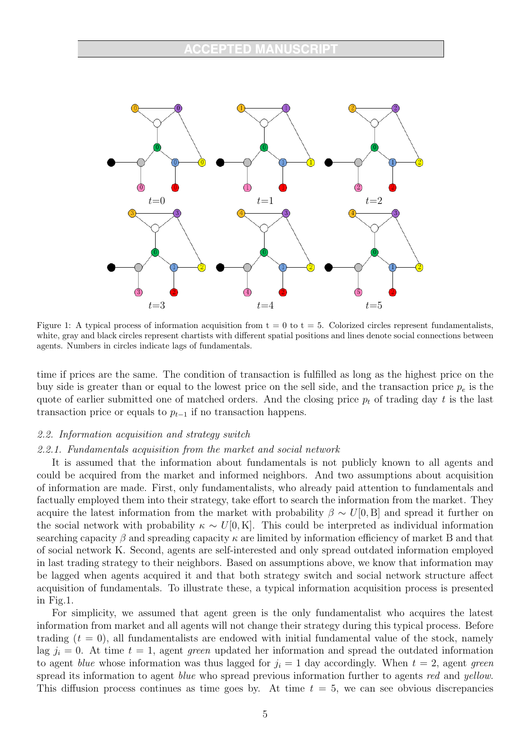Figure 1: A typical process of information acquisition from t = 0 to t = 5. Colorized circles represent fundamentalists, white, gray and black circles represent chartists with different spatial positions and lines denote social connections between agents. Numbers in circles indicate lags of fundamentals.

time if prices are the same. The condition of transaction is fulfilled as long as the highest price on the buy side is greater than or equal to the lowest price on the sell side, and the transaction price $p_e$ is the quote of earlier submitted one of matched orders. And the closing price $p_t$ of trading day $t$ is the last transaction price or equals to $p_{t-1}$ if no transaction happens.

### 2.2. Information acquisition and strategy switch

#### 2.2.1. Fundamentals acquisition from the market and social network

It is assumed that the information about fundamentals is not publicly known to all agents and could be acquired from the market and informed neighbors. And two assumptions about acquisition of information are made. First, only fundamentalists, who already paid attention to fundamentals and factually employed them into their strategy, take effort to search the information from the market. They acquire the latest information from the market with probability $\beta \sim U[0, \mathrm{B}]$ and spread it further on the social network with probability $\kappa \sim U[0, \mathrm{K}]$. This could be interpreted as individual information searching capacity $\beta$ and spreading capacity $\kappa$ are limited by information efficiency of market B and that of social network K. Second, agents are self-interested and only spread outdated information employed in last trading strategy to their neighbors. Based on assumptions above, we know that information may be lagged when agents acquired it and that both strategy switch and social network structure affect acquisition of fundamentals. To illustrate these, a typical information acquisition process is presented in Fig.1.

For simplicity, we assumed that agent green is the only fundamentalist who acquires the latest information from market and all agents will not change their strategy during this typical process. Before trading ($t = 0$), all fundamentalists are endowed with initial fundamental value of the stock, namely lag $j_i = 0$. At time $t = 1$, agent *green* updated her information and spread the outdated information to agent *blue* whose information was thus lagged for $j_i = 1$ day accordingly. When $t = 2$, agent *green* spread its information to agent *blue* who spread previous information further to agents *red* and *yellow*. This diffusion process continues as time goes by. At time $t = 5$, we can see obvious discrepancies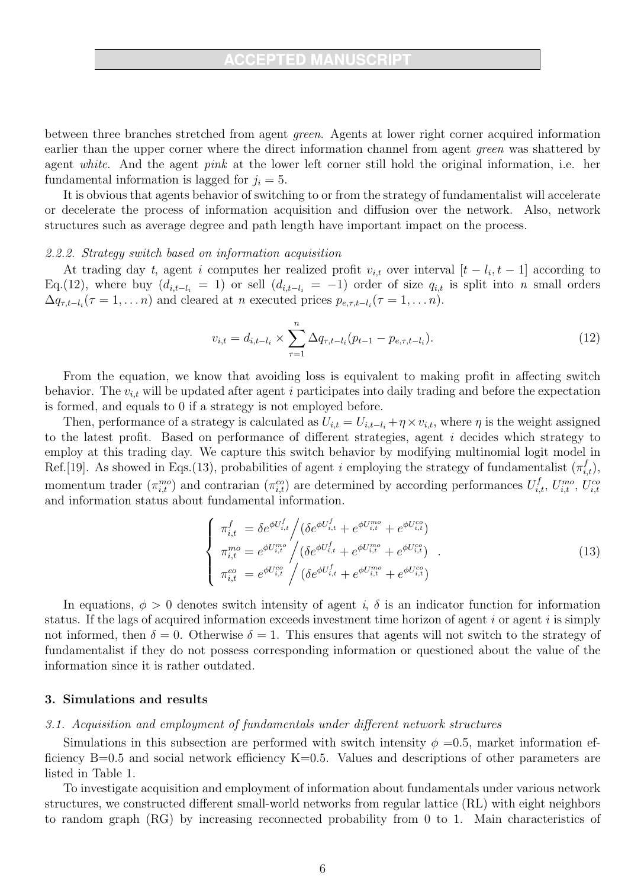between three branches stretched from agent *green*. Agents at lower right corner acquired information earlier than the upper corner where the direct information channel from agent *green* was shattered by agent *white*. And the agent *pink* at the lower left corner still hold the original information, i.e. her fundamental information is lagged for $j_i = 5$.

It is obvious that agents behavior of switching to or from the strategy of fundamentalist will accelerate or decelerate the process of information acquisition and diffusion over the network. Also, network structures such as average degree and path length have important impact on the process.

### 2.2.2. Strategy switch based on information acquisition

At trading day $t$, agent $i$ computes her realized profit $v_{i,t}$ over interval $[t - l_i, t - 1]$ according to Eq.(12), where buy ($d_{i,t-l_i} = 1$) or sell ($d_{i,t-l_i} = -1$) order of size $q_{i,t}$ is split into $n$ small orders $\Delta q_{\tau,t-l_i}(\tau = 1, \ldots n)$ and cleared at $n$ executed prices $p_{e,\tau,t-l_i}(\tau = 1, \ldots n)$.

$$v_{i,t} = d_{i,t-l_i} \times \sum_{\tau=1}^{n} \Delta q_{\tau,t-l_i}(p_{t-1} - p_{e,\tau,t-l_i}). \tag{12}$$

From the equation, we know that avoiding loss is equivalent to making profit in affecting switch behavior. The $v_{i,t}$ will be updated after agent $i$ participates into daily trading and before the expectation is formed, and equals to 0 if a strategy is not employed before.

Then, performance of a strategy is calculated as $U_{i,t} = U_{i,t-l_i} + \eta \times v_{i,t}$, where $\eta$ is the weight assigned to the latest profit. Based on performance of different strategies, agent $i$ decides which strategy to employ at this trading day. We capture this switch behavior by modifying multinomial logit model in Ref.[19]. As showed in Eqs.(13), probabilities of agent $i$ employing the strategy of fundamentalist ($\pi^{f}_{i,t}$), momentum trader ($\pi^{mo}_{i,t}$) and contrarian ($\pi^{co}_{i,t}$) are determined by according performances $U^{f}_{i,t}$, $U^{mo}_{i,t}$, $U^{co}_{i,t}$ and information status about fundamental information.

$$\left\{ \begin{array}{l} \pi^{f}_{i,t} = \delta e^{\phi U^{f}_{i,t}} \Big/ (\delta e^{\phi U^{f}_{i,t}} + e^{\phi U^{mo}_{i,t}} + e^{\phi U^{co}_{i,t}}) \\ \pi^{mo}_{i,t} = e^{\phi U^{mo}_{i,t}} \Big/ (\delta e^{\phi U^{f}_{i,t}} + e^{\phi U^{mo}_{i,t}} + e^{\phi U^{co}_{i,t}}) \\ \pi^{co}_{i,t} = e^{\phi U^{co}_{i,t}} \Big/ (\delta e^{\phi U^{f}_{i,t}} + e^{\phi U^{mo}_{i,t}} + e^{\phi U^{co}_{i,t}}) \end{array} \right. . \tag{13}$$

In equations, $\phi > 0$ denotes switch intensity of agent $i$, $\delta$ is an indicator function for information status. If the lags of acquired information exceeds investment time horizon of agent $i$ or agent $i$ is simply not informed, then $\delta = 0$. Otherwise $\delta = 1$. This ensures that agents will not switch to the strategy of fundamentalist if they do not possess corresponding information or questioned about the value of the information since it is rather outdated.

## 3. Simulations and results

### 3.1. Acquisition and employment of fundamentals under different network structures

Simulations in this subsection are performed with switch intensity $\phi$ =0.5, market information efficiency B=0.5 and social network efficiency K=0.5. Values and descriptions of other parameters are listed in Table 1.

To investigate acquisition and employment of information about fundamentals under various network structures, we constructed different small-world networks from regular lattice (RL) with eight neighbors to random graph (RG) by increasing reconnected probability from 0 to 1. Main characteristics of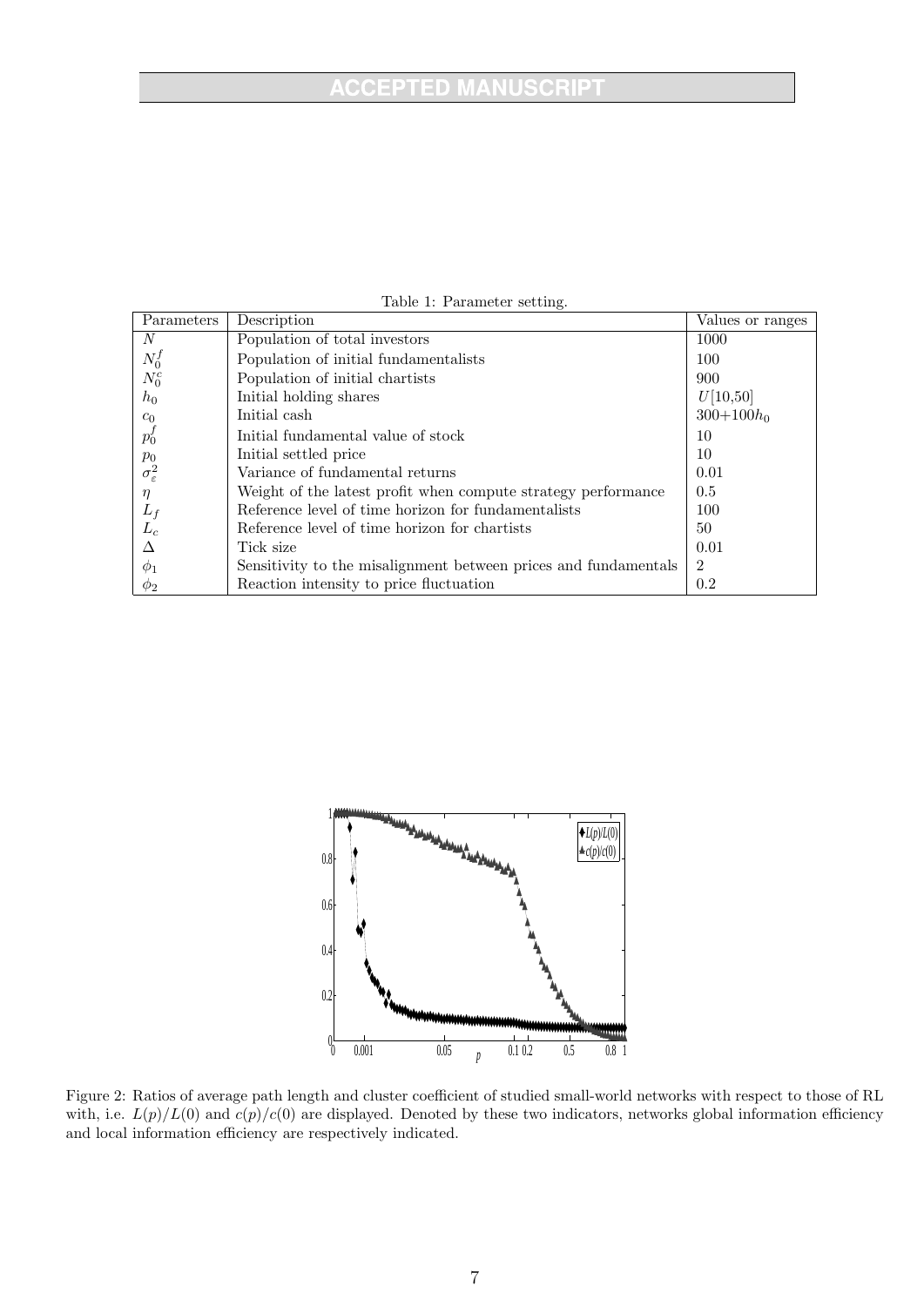Table 1: Parameter setting.

| Parameters | Description | Values or ranges |
|---|---|---|
| $N$ | Population of total investors | 1000 |
| $N_0^f$ | Population of initial fundamentalists | 100 |
| $N_0^c$ | Population of initial chartists | 900 |
| $h_0$ | Initial holding shares | $U[10{,}50]$ |
| $c_0$ | Initial cash | $300{+}100h_0$ |
| $p_0^f$ | Initial fundamental value of stock | 10 |
| $p_0$ | Initial settled price | 10 |
| $\sigma_\varepsilon^2$ | Variance of fundamental returns | 0.01 |
| $\eta$ | Weight of the latest profit when compute strategy performance | 0.5 |
| $L_f$ | Reference level of time horizon for fundamentalists | 100 |
| $L_c$ | Reference level of time horizon for chartists | 50 |
| $\Delta$ | Tick size | 0.01 |
| $\phi_1$ | Sensitivity to the misalignment between prices and fundamentals | 2 |
| $\phi_2$ | Reaction intensity to price fluctuation | 0.2 |

Figure 2: Ratios of average path length and cluster coefficient of studied small-world networks with respect to those of RL with, i.e. $L(p)/L(0)$ and $c(p)/c(0)$ are displayed. Denoted by these two indicators, networks global information efficiency and local information efficiency are respectively indicated.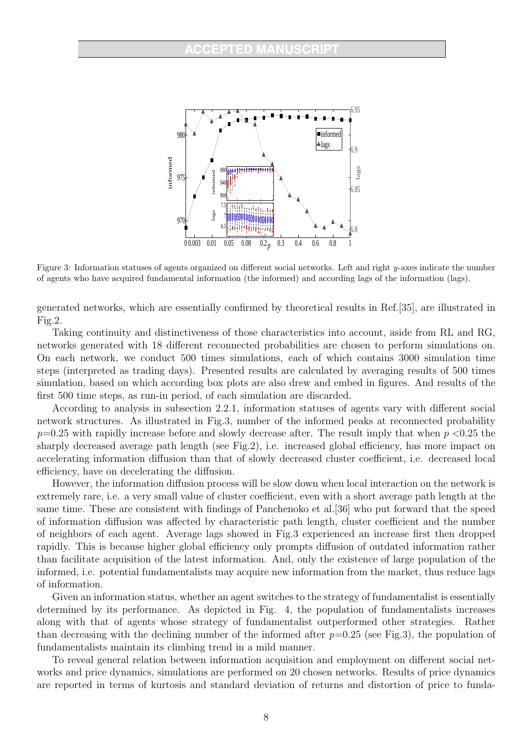Figure 3: Information statuses of agents organized on different social networks. Left and right $y$-axes indicate the number of agents who have acquired fundamental information (the informed) and according lags of the information (lags).

generated networks, which are essentially confirmed by theoretical results in Ref.[35], are illustrated in Fig.2.

Taking continuity and distinctiveness of those characteristics into account, aside from RL and RG, networks generated with 18 different reconnected probabilities are chosen to perform simulations on. On each network, we conduct 500 times simulations, each of which contains 3000 simulation time steps (interpreted as trading days). Presented results are calculated by averaging results of 500 times simulation, based on which according box plots are also drew and embed in figures. And results of the first 500 time steps, as run-in period, of each simulation are discarded.

According to analysis in subsection 2.2.1, information statuses of agents vary with different social network structures. As illustrated in Fig.3, number of the informed peaks at reconnected probability $p$=0.25 with rapidly increase before and slowly decrease after. The result imply that when $p$ <0.25 the sharply decreased average path length (see Fig.2), i.e. increased global efficiency, has more impact on accelerating information diffusion than that of slowly decreased cluster coefficient, i.e. decreased local efficiency, have on decelerating the diffusion.

However, the information diffusion process will be slow down when local interaction on the network is extremely rare, i.e. a very small value of cluster coefficient, even with a short average path length at the same time. These are consistent with findings of Panchenoko et al.[36] who put forward that the speed of information diffusion was affected by characteristic path length, cluster coefficient and the number of neighbors of each agent. Average lags showed in Fig.3 experienced an increase first then dropped rapidly. This is because higher global efficiency only prompts diffusion of outdated information rather than facilitate acquisition of the latest information. And, only the existence of large population of the informed, i.e. potential fundamentalists may acquire new information from the market, thus reduce lags of information.

Given an information status, whether an agent switches to the strategy of fundamentalist is essentially determined by its performance. As depicted in Fig. 4, the population of fundamentalists increases along with that of agents whose strategy of fundamentalist outperformed other strategies. Rather than decreasing with the declining number of the informed after $p$=0.25 (see Fig.3), the population of fundamentalists maintain its climbing trend in a mild manner.

To reveal general relation between information acquisition and employment on different social networks and price dynamics, simulations are performed on 20 chosen networks. Results of price dynamics are reported in terms of kurtosis and standard deviation of returns and distortion of price to funda-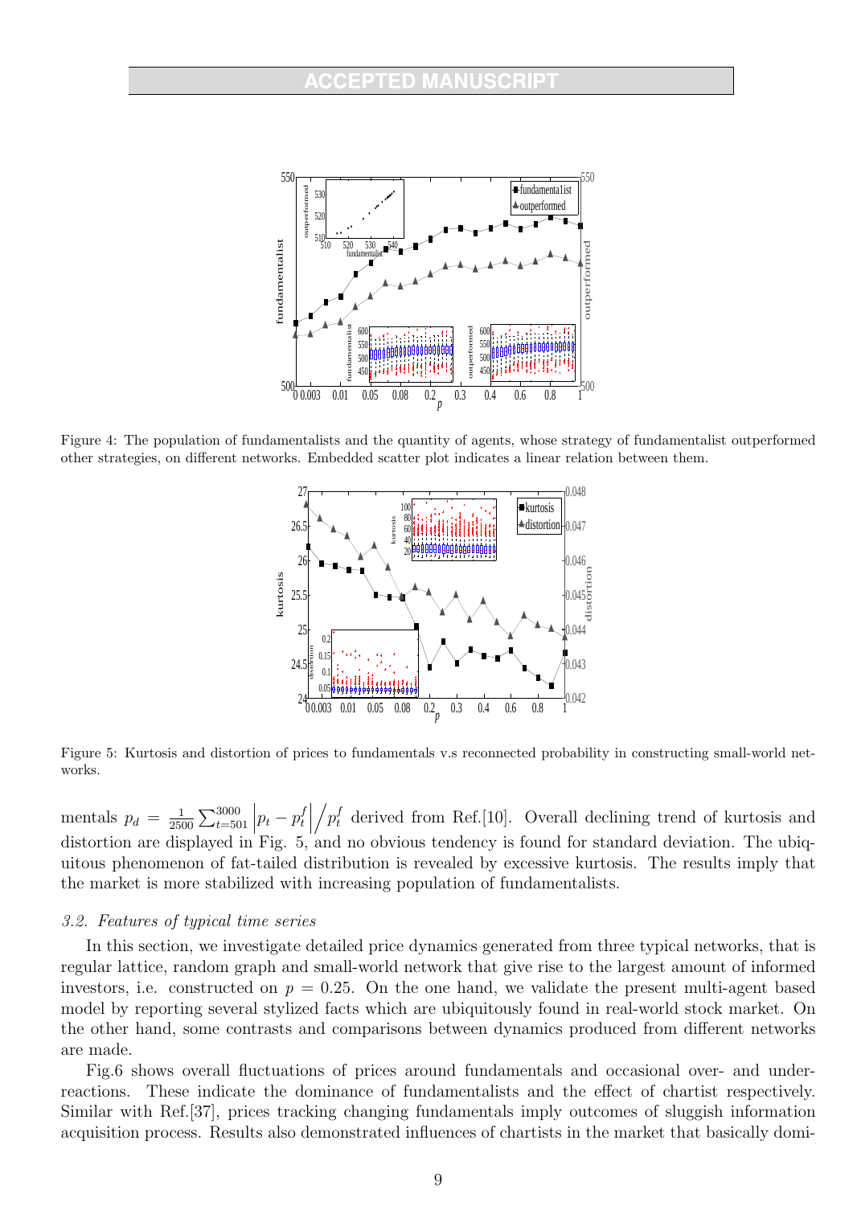Figure 4: The population of fundamentalists and the quantity of agents, whose strategy of fundamentalist outperformed other strategies, on different networks. Embedded scatter plot indicates a linear relation between them.

Figure 5: Kurtosis and distortion of prices to fundamentals v.s reconnected probability in constructing small-world networks.

mentals $p_d = \frac{1}{2500}\sum_{t=501}^{3000}\left|p_t - p_t^f\right|\Big/p_t^f$ derived from Ref.[10]. Overall declining trend of kurtosis and distortion are displayed in Fig. 5, and no obvious tendency is found for standard deviation. The ubiquitous phenomenon of fat-tailed distribution is revealed by excessive kurtosis. The results imply that the market is more stabilized with increasing population of fundamentalists.

### *3.2. Features of typical time series*

In this section, we investigate detailed price dynamics generated from three typical networks, that is regular lattice, random graph and small-world network that give rise to the largest amount of informed investors, i.e. constructed on $p = 0.25$. On the one hand, we validate the present multi-agent based model by reporting several stylized facts which are ubiquitously found in real-world stock market. On the other hand, some contrasts and comparisons between dynamics produced from different networks are made.

Fig.6 shows overall fluctuations of prices around fundamentals and occasional over- and under-reactions. These indicate the dominance of fundamentalists and the effect of chartist respectively. Similar with Ref.[37], prices tracking changing fundamentals imply outcomes of sluggish information acquisition process. Results also demonstrated influences of chartists in the market that basically domi-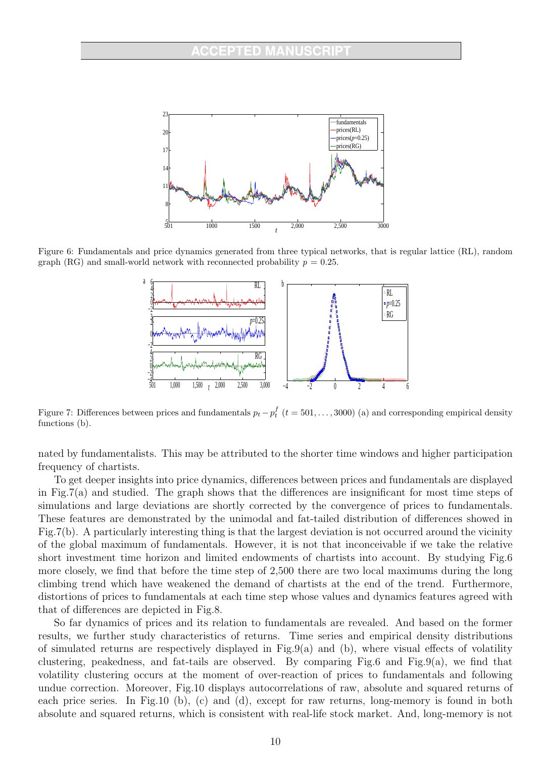Figure 6: Fundamentals and price dynamics generated from three typical networks, that is regular lattice (RL), random graph (RG) and small-world network with reconnected probability $p = 0.25$.

Figure 7: Differences between prices and fundamentals $p_t - p_t^f$ $(t = 501, \ldots, 3000)$ (a) and corresponding empirical density functions (b).

nated by fundamentalists. This may be attributed to the shorter time windows and higher participation frequency of chartists.

To get deeper insights into price dynamics, differences between prices and fundamentals are displayed in Fig.7(a) and studied. The graph shows that the differences are insignificant for most time steps of simulations and large deviations are shortly corrected by the convergence of prices to fundamentals. These features are demonstrated by the unimodal and fat-tailed distribution of differences showed in Fig.7(b). A particularly interesting thing is that the largest deviation is not occurred around the vicinity of the global maximum of fundamentals. However, it is not that inconceivable if we take the relative short investment time horizon and limited endowments of chartists into account. By studying Fig.6 more closely, we find that before the time step of 2,500 there are two local maximums during the long climbing trend which have weakened the demand of chartists at the end of the trend. Furthermore, distortions of prices to fundamentals at each time step whose values and dynamics features agreed with that of differences are depicted in Fig.8.

So far dynamics of prices and its relation to fundamentals are revealed. And based on the former results, we further study characteristics of returns. Time series and empirical density distributions of simulated returns are respectively displayed in Fig.9(a) and (b), where visual effects of volatility clustering, peakedness, and fat-tails are observed. By comparing Fig.6 and Fig.9(a), we find that volatility clustering occurs at the moment of over-reaction of prices to fundamentals and following undue correction. Moreover, Fig.10 displays autocorrelations of raw, absolute and squared returns of each price series. In Fig.10 (b), (c) and (d), except for raw returns, long-memory is found in both absolute and squared returns, which is consistent with real-life stock market. And, long-memory is not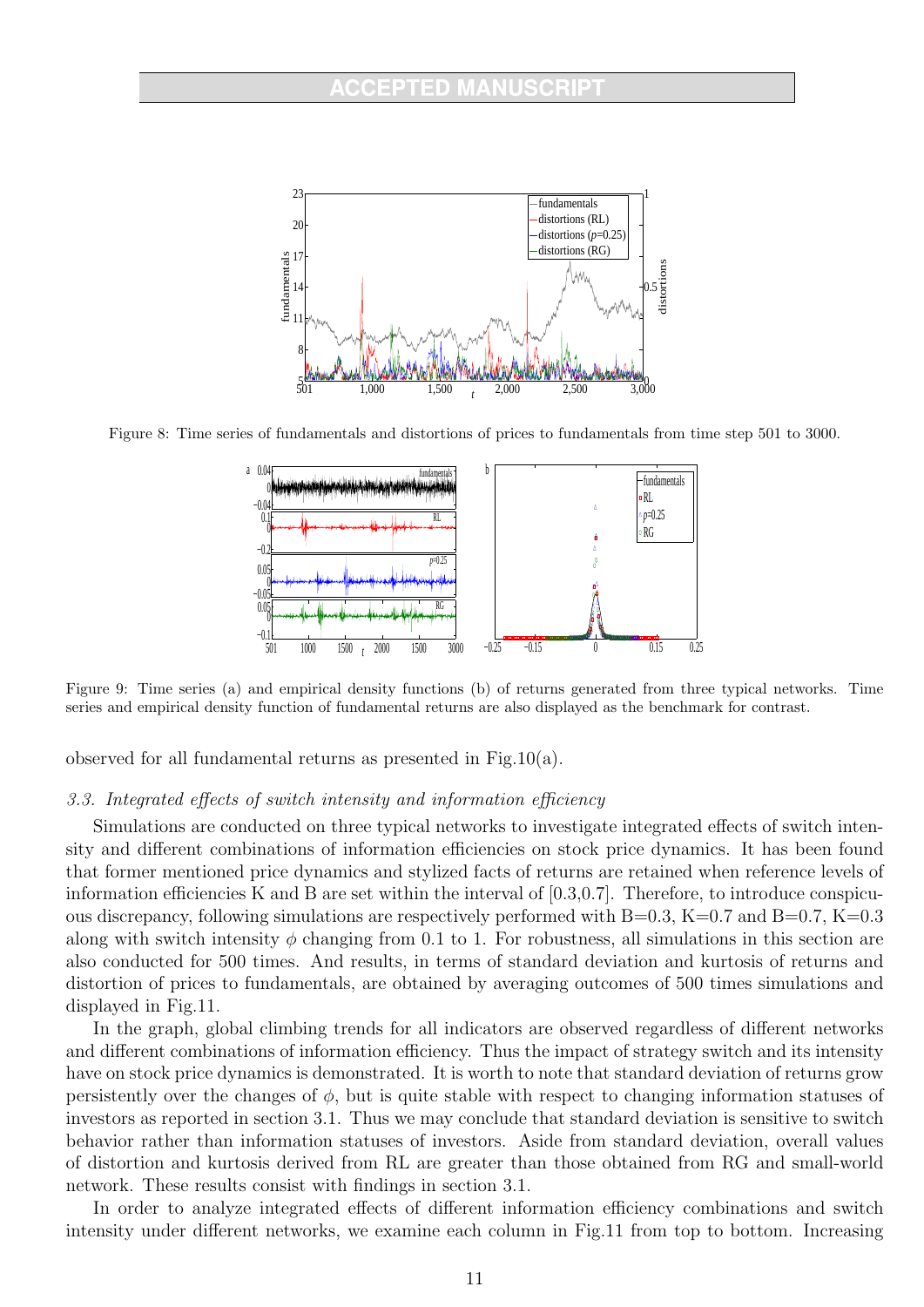Figure 8: Time series of fundamentals and distortions of prices to fundamentals from time step 501 to 3000.

Figure 9: Time series (a) and empirical density functions (b) of returns generated from three typical networks. Time series and empirical density function of fundamental returns are also displayed as the benchmark for contrast.

observed for all fundamental returns as presented in Fig.10(a).

### 3.3. Integrated effects of switch intensity and information efficiency

Simulations are conducted on three typical networks to investigate integrated effects of switch intensity and different combinations of information efficiencies on stock price dynamics. It has been found that former mentioned price dynamics and stylized facts of returns are retained when reference levels of information efficiencies K and B are set within the interval of [0.3,0.7]. Therefore, to introduce conspicuous discrepancy, following simulations are respectively performed with B=0.3, K=0.7 and B=0.7, K=0.3 along with switch intensity $\phi$ changing from 0.1 to 1. For robustness, all simulations in this section are also conducted for 500 times. And results, in terms of standard deviation and kurtosis of returns and distortion of prices to fundamentals, are obtained by averaging outcomes of 500 times simulations and displayed in Fig.11.

In the graph, global climbing trends for all indicators are observed regardless of different networks and different combinations of information efficiency. Thus the impact of strategy switch and its intensity have on stock price dynamics is demonstrated. It is worth to note that standard deviation of returns grow persistently over the changes of $\phi$, but is quite stable with respect to changing information statuses of investors as reported in section 3.1. Thus we may conclude that standard deviation is sensitive to switch behavior rather than information statuses of investors. Aside from standard deviation, overall values of distortion and kurtosis derived from RL are greater than those obtained from RG and small-world network. These results consist with findings in section 3.1.

In order to analyze integrated effects of different information efficiency combinations and switch intensity under different networks, we examine each column in Fig.11 from top to bottom. Increasing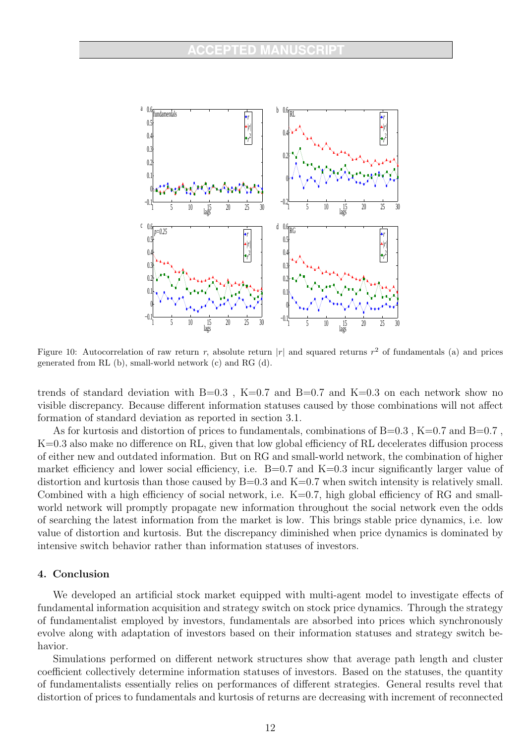Figure 10: Autocorrelation of raw return $r$, absolute return $|r|$ and squared returns $r^2$ of fundamentals (a) and prices generated from RL (b), small-world network (c) and RG (d).

trends of standard deviation with B=0.3 , K=0.7 and B=0.7 and K=0.3 on each network show no visible discrepancy. Because different information statuses caused by those combinations will not affect formation of standard deviation as reported in section 3.1.

As for kurtosis and distortion of prices to fundamentals, combinations of B=0.3 , K=0.7 and B=0.7 , K=0.3 also make no difference on RL, given that low global efficiency of RL decelerates diffusion process of either new and outdated information. But on RG and small-world network, the combination of higher market efficiency and lower social efficiency, i.e. B=0.7 and K=0.3 incur significantly larger value of distortion and kurtosis than those caused by B=0.3 and K=0.7 when switch intensity is relatively small. Combined with a high efficiency of social network, i.e. K=0.7, high global efficiency of RG and small-world network will promptly propagate new information throughout the social network even the odds of searching the latest information from the market is low. This brings stable price dynamics, i.e. low value of distortion and kurtosis. But the discrepancy diminished when price dynamics is dominated by intensive switch behavior rather than information statuses of investors.

## 4. Conclusion

We developed an artificial stock market equipped with multi-agent model to investigate effects of fundamental information acquisition and strategy switch on stock price dynamics. Through the strategy of fundamentalist employed by investors, fundamentals are absorbed into prices which synchronously evolve along with adaptation of investors based on their information statuses and strategy switch behavior.

Simulations performed on different network structures show that average path length and cluster coefficient collectively determine information statuses of investors. Based on the statuses, the quantity of fundamentalists essentially relies on performances of different strategies. General results revel that distortion of prices to fundamentals and kurtosis of returns are decreasing with increment of reconnected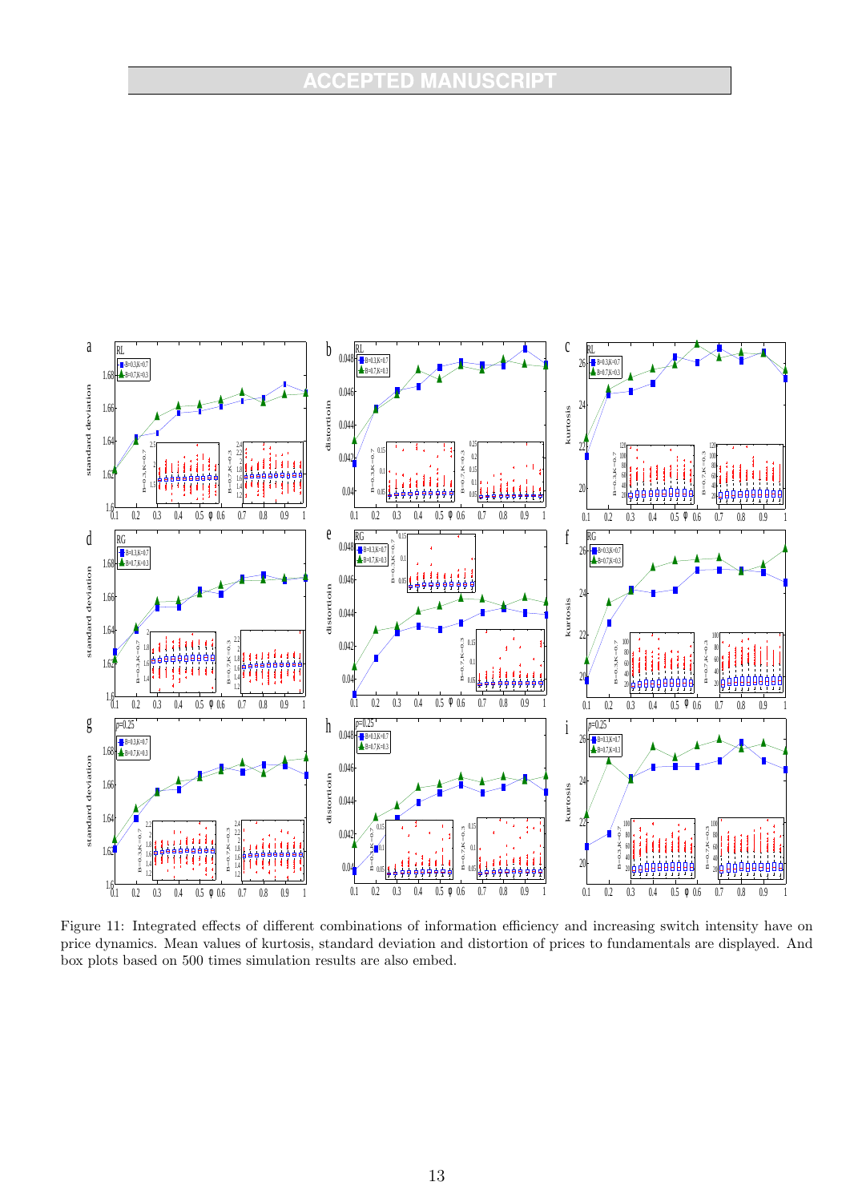Figure 11: Integrated effects of different combinations of information efficiency and increasing switch intensity have on price dynamics. Mean values of kurtosis, standard deviation and distortion of prices to fundamentals are displayed. And box plots based on 500 times simulation results are also embed.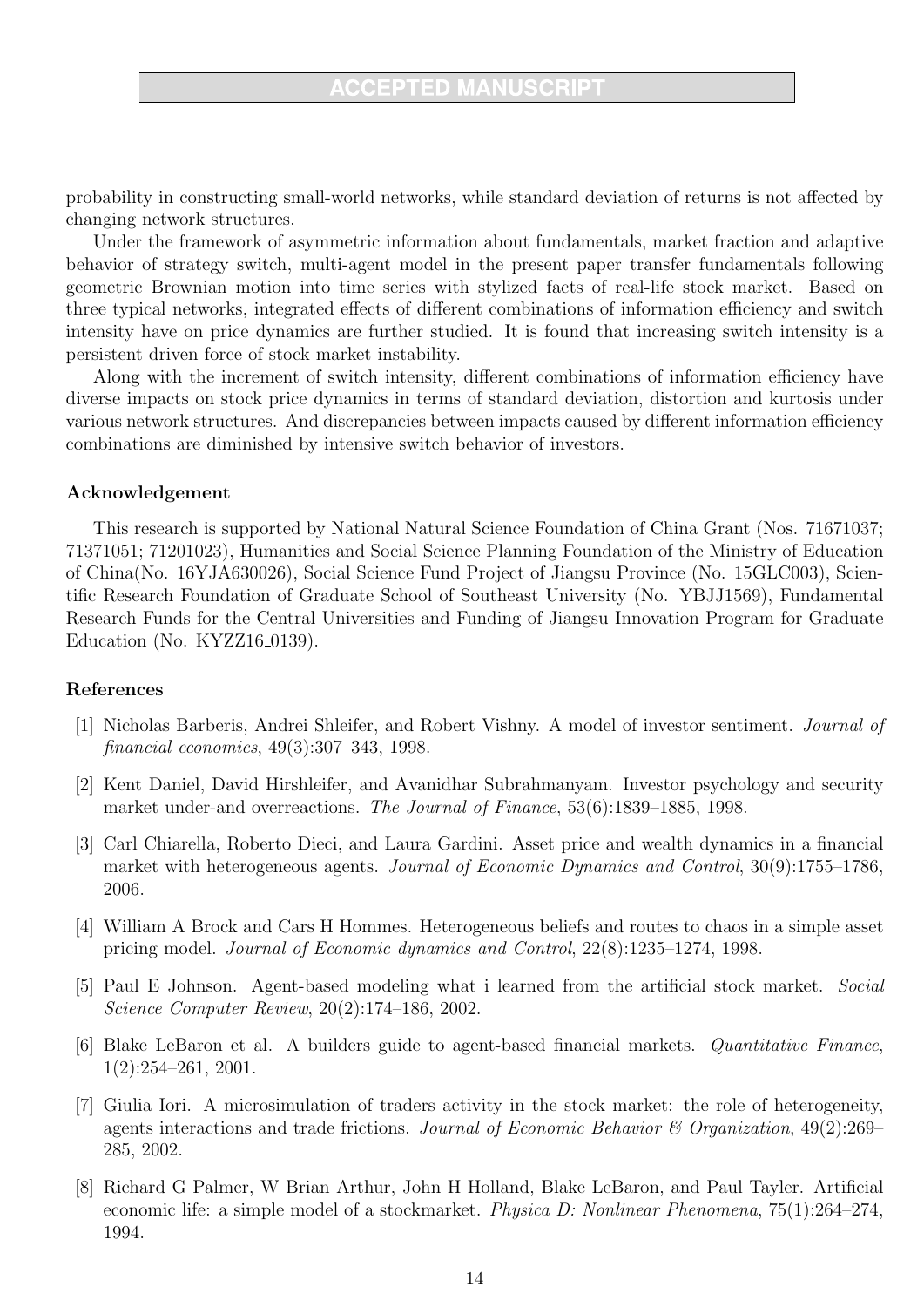probability in constructing small-world networks, while standard deviation of returns is not affected by changing network structures.

Under the framework of asymmetric information about fundamentals, market fraction and adaptive behavior of strategy switch, multi-agent model in the present paper transfer fundamentals following geometric Brownian motion into time series with stylized facts of real-life stock market. Based on three typical networks, integrated effects of different combinations of information efficiency and switch intensity have on price dynamics are further studied. It is found that increasing switch intensity is a persistent driven force of stock market instability.

Along with the increment of switch intensity, different combinations of information efficiency have diverse impacts on stock price dynamics in terms of standard deviation, distortion and kurtosis under various network structures. And discrepancies between impacts caused by different information efficiency combinations are diminished by intensive switch behavior of investors.

### Acknowledgement

This research is supported by National Natural Science Foundation of China Grant (Nos. 71671037; 71371051; 71201023), Humanities and Social Science Planning Foundation of the Ministry of Education of China(No. 16YJA630026), Social Science Fund Project of Jiangsu Province (No. 15GLC003), Scientific Research Foundation of Graduate School of Southeast University (No. YBJJ1569), Fundamental Research Funds for the Central Universities and Funding of Jiangsu Innovation Program for Graduate Education (No. KYZZ16_0139).

### References

[1] Nicholas Barberis, Andrei Shleifer, and Robert Vishny. A model of investor sentiment. *Journal of financial economics*, 49(3):307–343, 1998.

[2] Kent Daniel, David Hirshleifer, and Avanidhar Subrahmanyam. Investor psychology and security market under-and overreactions. *The Journal of Finance*, 53(6):1839–1885, 1998.

[3] Carl Chiarella, Roberto Dieci, and Laura Gardini. Asset price and wealth dynamics in a financial market with heterogeneous agents. *Journal of Economic Dynamics and Control*, 30(9):1755–1786, 2006.

[4] William A Brock and Cars H Hommes. Heterogeneous beliefs and routes to chaos in a simple asset pricing model. *Journal of Economic dynamics and Control*, 22(8):1235–1274, 1998.

[5] Paul E Johnson. Agent-based modeling what i learned from the artificial stock market. *Social Science Computer Review*, 20(2):174–186, 2002.

[6] Blake LeBaron et al. A builders guide to agent-based financial markets. *Quantitative Finance*, 1(2):254–261, 2001.

[7] Giulia Iori. A microsimulation of traders activity in the stock market: the role of heterogeneity, agents interactions and trade frictions. *Journal of Economic Behavior & Organization*, 49(2):269–285, 2002.

[8] Richard G Palmer, W Brian Arthur, John H Holland, Blake LeBaron, and Paul Tayler. Artificial economic life: a simple model of a stockmarket. *Physica D: Nonlinear Phenomena*, 75(1):264–274, 1994.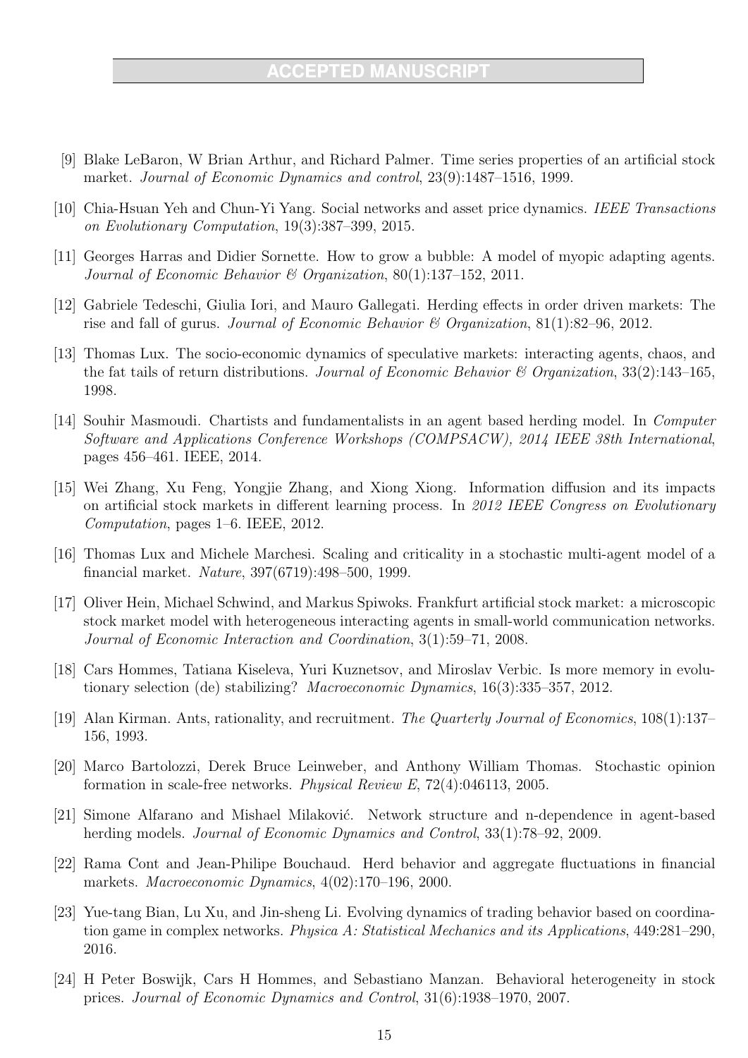[9] Blake LeBaron, W Brian Arthur, and Richard Palmer. Time series properties of an artificial stock market. *Journal of Economic Dynamics and control*, 23(9):1487–1516, 1999.

[10] Chia-Hsuan Yeh and Chun-Yi Yang. Social networks and asset price dynamics. *IEEE Transactions on Evolutionary Computation*, 19(3):387–399, 2015.

[11] Georges Harras and Didier Sornette. How to grow a bubble: A model of myopic adapting agents. *Journal of Economic Behavior & Organization*, 80(1):137–152, 2011.

[12] Gabriele Tedeschi, Giulia Iori, and Mauro Gallegati. Herding effects in order driven markets: The rise and fall of gurus. *Journal of Economic Behavior & Organization*, 81(1):82–96, 2012.

[13] Thomas Lux. The socio-economic dynamics of speculative markets: interacting agents, chaos, and the fat tails of return distributions. *Journal of Economic Behavior & Organization*, 33(2):143–165, 1998.

[14] Souhir Masmoudi. Chartists and fundamentalists in an agent based herding model. In *Computer Software and Applications Conference Workshops (COMPSACW), 2014 IEEE 38th International*, pages 456–461. IEEE, 2014.

[15] Wei Zhang, Xu Feng, Yongjie Zhang, and Xiong Xiong. Information diffusion and its impacts on artificial stock markets in different learning process. In *2012 IEEE Congress on Evolutionary Computation*, pages 1–6. IEEE, 2012.

[16] Thomas Lux and Michele Marchesi. Scaling and criticality in a stochastic multi-agent model of a financial market. *Nature*, 397(6719):498–500, 1999.

[17] Oliver Hein, Michael Schwind, and Markus Spiwoks. Frankfurt artificial stock market: a microscopic stock market model with heterogeneous interacting agents in small-world communication networks. *Journal of Economic Interaction and Coordination*, 3(1):59–71, 2008.

[18] Cars Hommes, Tatiana Kiseleva, Yuri Kuznetsov, and Miroslav Verbic. Is more memory in evolutionary selection (de) stabilizing? *Macroeconomic Dynamics*, 16(3):335–357, 2012.

[19] Alan Kirman. Ants, rationality, and recruitment. *The Quarterly Journal of Economics*, 108(1):137–156, 1993.

[20] Marco Bartolozzi, Derek Bruce Leinweber, and Anthony William Thomas. Stochastic opinion formation in scale-free networks. *Physical Review E*, 72(4):046113, 2005.

[21] Simone Alfarano and Mishael Milaković. Network structure and n-dependence in agent-based herding models. *Journal of Economic Dynamics and Control*, 33(1):78–92, 2009.

[22] Rama Cont and Jean-Philipe Bouchaud. Herd behavior and aggregate fluctuations in financial markets. *Macroeconomic Dynamics*, 4(02):170–196, 2000.

[23] Yue-tang Bian, Lu Xu, and Jin-sheng Li. Evolving dynamics of trading behavior based on coordination game in complex networks. *Physica A: Statistical Mechanics and its Applications*, 449:281–290, 2016.

[24] H Peter Boswijk, Cars H Hommes, and Sebastiano Manzan. Behavioral heterogeneity in stock prices. *Journal of Economic Dynamics and Control*, 31(6):1938–1970, 2007.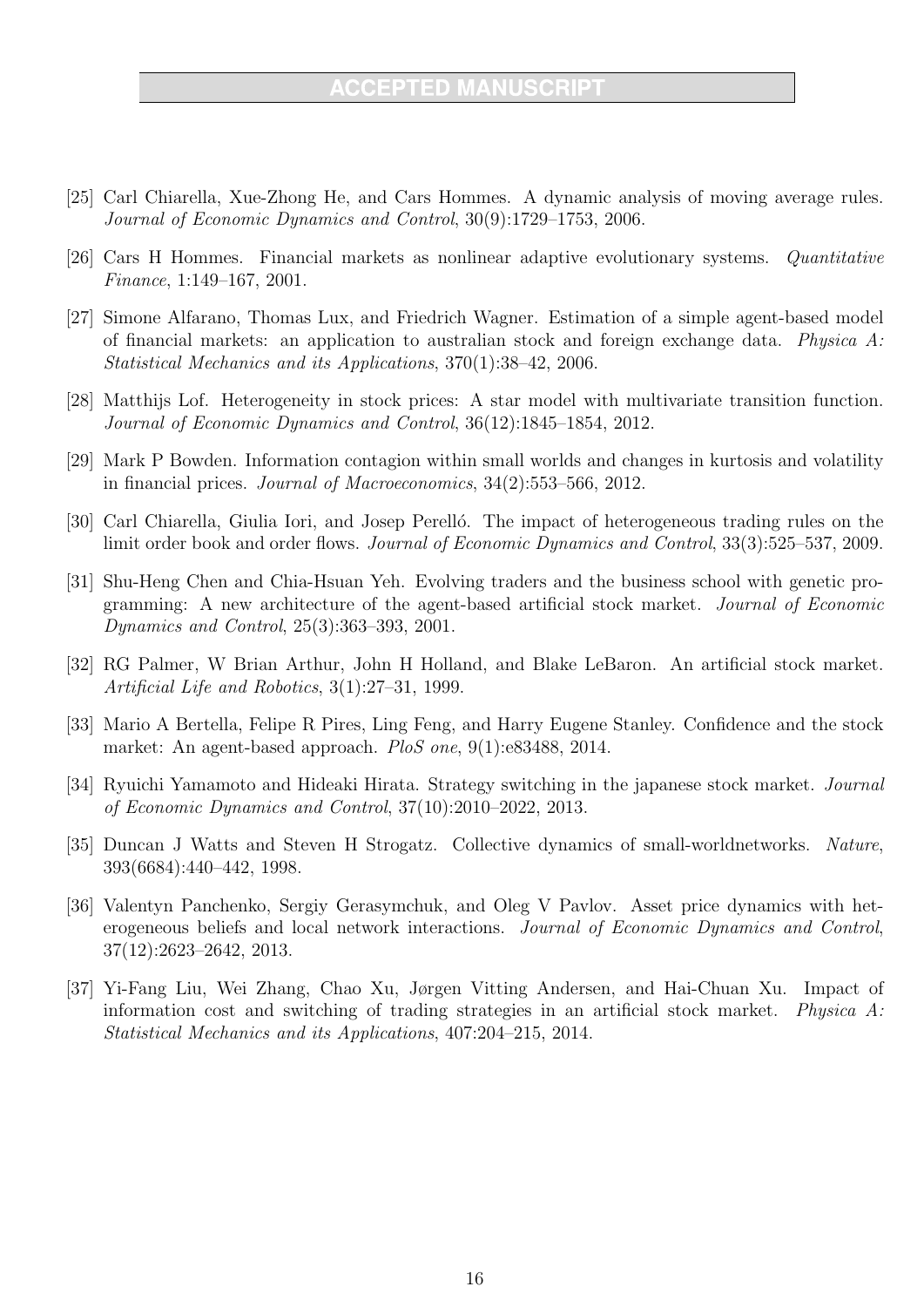[25] Carl Chiarella, Xue-Zhong He, and Cars Hommes. A dynamic analysis of moving average rules. *Journal of Economic Dynamics and Control*, 30(9):1729–1753, 2006.

[26] Cars H Hommes. Financial markets as nonlinear adaptive evolutionary systems. *Quantitative Finance*, 1:149–167, 2001.

[27] Simone Alfarano, Thomas Lux, and Friedrich Wagner. Estimation of a simple agent-based model of financial markets: an application to australian stock and foreign exchange data. *Physica A: Statistical Mechanics and its Applications*, 370(1):38–42, 2006.

[28] Matthijs Lof. Heterogeneity in stock prices: A star model with multivariate transition function. *Journal of Economic Dynamics and Control*, 36(12):1845–1854, 2012.

[29] Mark P Bowden. Information contagion within small worlds and changes in kurtosis and volatility in financial prices. *Journal of Macroeconomics*, 34(2):553–566, 2012.

[30] Carl Chiarella, Giulia Iori, and Josep Perelló. The impact of heterogeneous trading rules on the limit order book and order flows. *Journal of Economic Dynamics and Control*, 33(3):525–537, 2009.

[31] Shu-Heng Chen and Chia-Hsuan Yeh. Evolving traders and the business school with genetic programming: A new architecture of the agent-based artificial stock market. *Journal of Economic Dynamics and Control*, 25(3):363–393, 2001.

[32] RG Palmer, W Brian Arthur, John H Holland, and Blake LeBaron. An artificial stock market. *Artificial Life and Robotics*, 3(1):27–31, 1999.

[33] Mario A Bertella, Felipe R Pires, Ling Feng, and Harry Eugene Stanley. Confidence and the stock market: An agent-based approach. *PloS one*, 9(1):e83488, 2014.

[34] Ryuichi Yamamoto and Hideaki Hirata. Strategy switching in the japanese stock market. *Journal of Economic Dynamics and Control*, 37(10):2010–2022, 2013.

[35] Duncan J Watts and Steven H Strogatz. Collective dynamics of small-worldnetworks. *Nature*, 393(6684):440–442, 1998.

[36] Valentyn Panchenko, Sergiy Gerasymchuk, and Oleg V Pavlov. Asset price dynamics with heterogeneous beliefs and local network interactions. *Journal of Economic Dynamics and Control*, 37(12):2623–2642, 2013.

[37] Yi-Fang Liu, Wei Zhang, Chao Xu, Jørgen Vitting Andersen, and Hai-Chuan Xu. Impact of information cost and switching of trading strategies in an artificial stock market. *Physica A: Statistical Mechanics and its Applications*, 407:204–215, 2014.